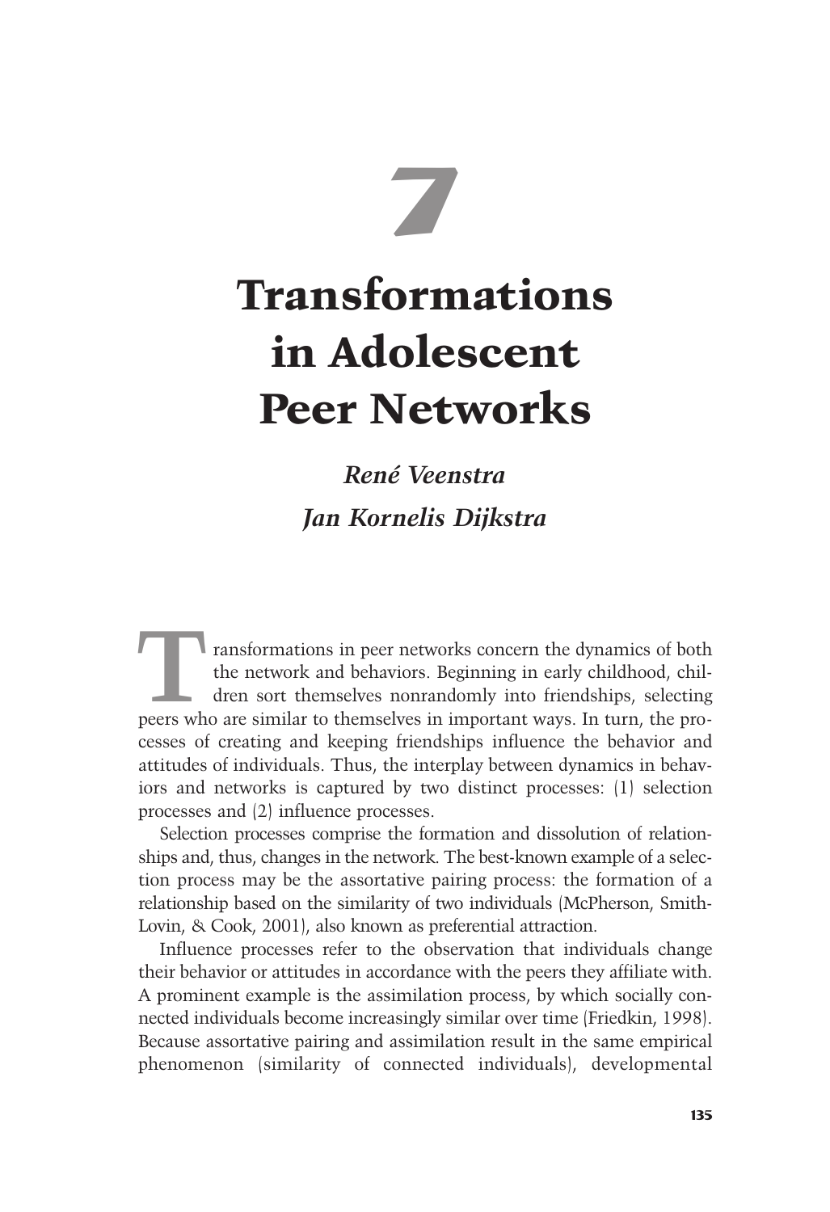# 7

# Transformations in Adolescent Peer Networks

***René Veenstra***

***Jan Kornelis Dijkstra***

Transformations in peer networks concern the dynamics of both the network and behaviors. Beginning in early childhood, children sort themselves nonrandomly into friendships, selecting peers who are similar to themselves in important ways. In turn, the processes of creating and keeping friendships influence the behavior and attitudes of individuals. Thus, the interplay between dynamics in behaviors and networks is captured by two distinct processes: (1) selection processes and (2) influence processes.

Selection processes comprise the formation and dissolution of relationships and, thus, changes in the network. The best-known example of a selection process may be the assortative pairing process: the formation of a relationship based on the similarity of two individuals (McPherson, Smith-Lovin, & Cook, 2001), also known as preferential attraction.

Influence processes refer to the observation that individuals change their behavior or attitudes in accordance with the peers they affiliate with. A prominent example is the assimilation process, by which socially connected individuals become increasingly similar over time (Friedkin, 1998). Because assortative pairing and assimilation result in the same empirical phenomenon (similarity of connected individuals), developmental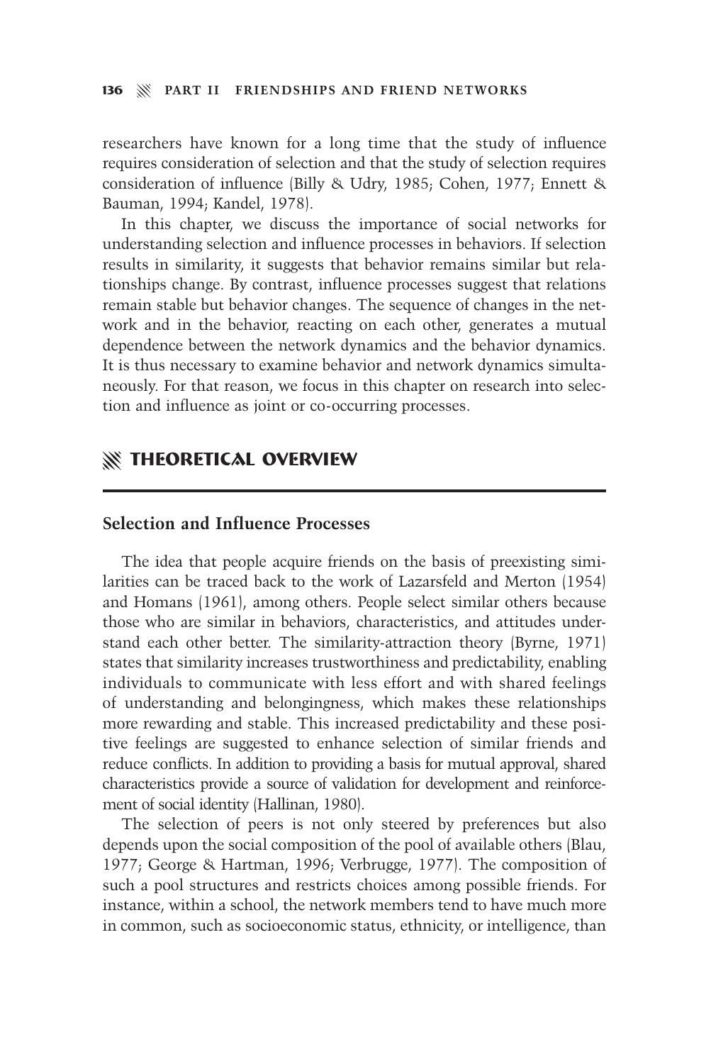researchers have known for a long time that the study of influence requires consideration of selection and that the study of selection requires consideration of influence (Billy & Udry, 1985; Cohen, 1977; Ennett & Bauman, 1994; Kandel, 1978).

In this chapter, we discuss the importance of social networks for understanding selection and influence processes in behaviors. If selection results in similarity, it suggests that behavior remains similar but relationships change. By contrast, influence processes suggest that relations remain stable but behavior changes. The sequence of changes in the network and in the behavior, reacting on each other, generates a mutual dependence between the network dynamics and the behavior dynamics. It is thus necessary to examine behavior and network dynamics simultaneously. For that reason, we focus in this chapter on research into selection and influence as joint or co-occurring processes.

## THEORETICAL OVERVIEW

### Selection and Influence Processes

The idea that people acquire friends on the basis of preexisting similarities can be traced back to the work of Lazarsfeld and Merton (1954) and Homans (1961), among others. People select similar others because those who are similar in behaviors, characteristics, and attitudes understand each other better. The similarity-attraction theory (Byrne, 1971) states that similarity increases trustworthiness and predictability, enabling individuals to communicate with less effort and with shared feelings of understanding and belongingness, which makes these relationships more rewarding and stable. This increased predictability and these positive feelings are suggested to enhance selection of similar friends and reduce conflicts. In addition to providing a basis for mutual approval, shared characteristics provide a source of validation for development and reinforcement of social identity (Hallinan, 1980).

The selection of peers is not only steered by preferences but also depends upon the social composition of the pool of available others (Blau, 1977; George & Hartman, 1996; Verbrugge, 1977). The composition of such a pool structures and restricts choices among possible friends. For instance, within a school, the network members tend to have much more in common, such as socioeconomic status, ethnicity, or intelligence, than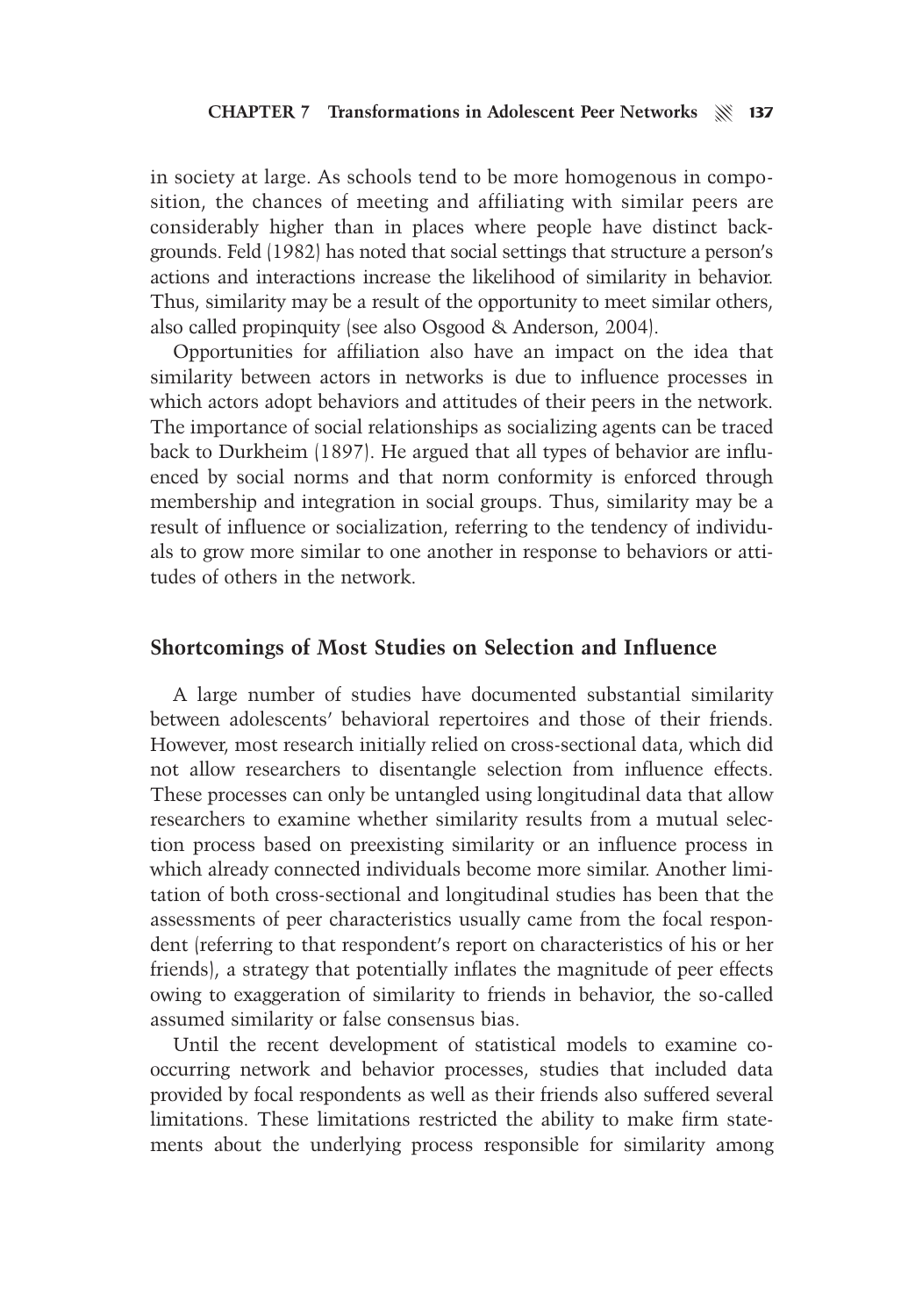in society at large. As schools tend to be more homogenous in composition, the chances of meeting and affiliating with similar peers are considerably higher than in places where people have distinct backgrounds. Feld (1982) has noted that social settings that structure a person's actions and interactions increase the likelihood of similarity in behavior. Thus, similarity may be a result of the opportunity to meet similar others, also called propinquity (see also Osgood & Anderson, 2004).

Opportunities for affiliation also have an impact on the idea that similarity between actors in networks is due to influence processes in which actors adopt behaviors and attitudes of their peers in the network. The importance of social relationships as socializing agents can be traced back to Durkheim (1897). He argued that all types of behavior are influenced by social norms and that norm conformity is enforced through membership and integration in social groups. Thus, similarity may be a result of influence or socialization, referring to the tendency of individuals to grow more similar to one another in response to behaviors or attitudes of others in the network.

## Shortcomings of Most Studies on Selection and Influence

A large number of studies have documented substantial similarity between adolescents' behavioral repertoires and those of their friends. However, most research initially relied on cross-sectional data, which did not allow researchers to disentangle selection from influence effects. These processes can only be untangled using longitudinal data that allow researchers to examine whether similarity results from a mutual selection process based on preexisting similarity or an influence process in which already connected individuals become more similar. Another limitation of both cross-sectional and longitudinal studies has been that the assessments of peer characteristics usually came from the focal respondent (referring to that respondent's report on characteristics of his or her friends), a strategy that potentially inflates the magnitude of peer effects owing to exaggeration of similarity to friends in behavior, the so-called assumed similarity or false consensus bias.

Until the recent development of statistical models to examine co-occurring network and behavior processes, studies that included data provided by focal respondents as well as their friends also suffered several limitations. These limitations restricted the ability to make firm statements about the underlying process responsible for similarity among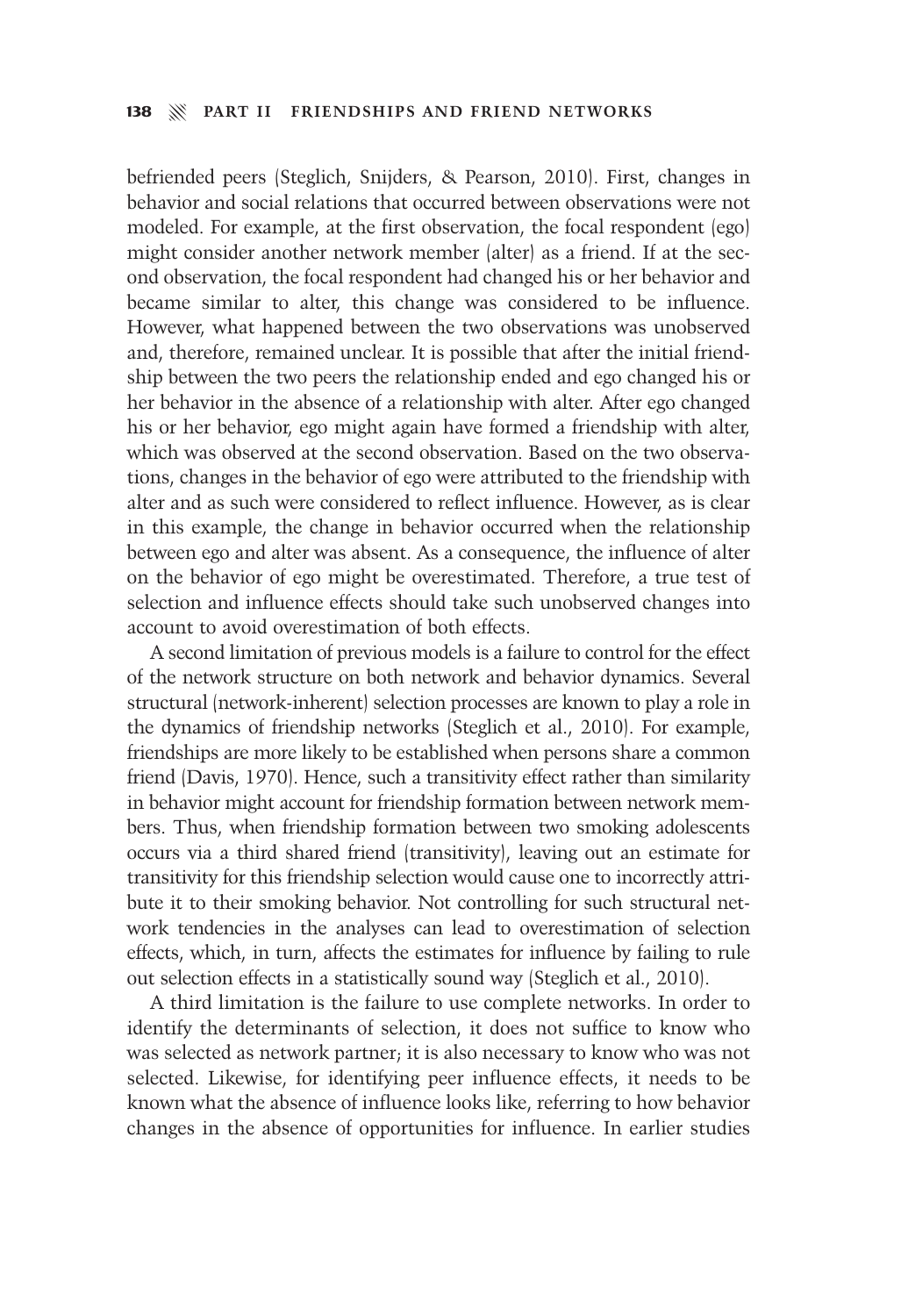befriended peers (Steglich, Snijders, & Pearson, 2010). First, changes in behavior and social relations that occurred between observations were not modeled. For example, at the first observation, the focal respondent (ego) might consider another network member (alter) as a friend. If at the second observation, the focal respondent had changed his or her behavior and became similar to alter, this change was considered to be influence. However, what happened between the two observations was unobserved and, therefore, remained unclear. It is possible that after the initial friendship between the two peers the relationship ended and ego changed his or her behavior in the absence of a relationship with alter. After ego changed his or her behavior, ego might again have formed a friendship with alter, which was observed at the second observation. Based on the two observations, changes in the behavior of ego were attributed to the friendship with alter and as such were considered to reflect influence. However, as is clear in this example, the change in behavior occurred when the relationship between ego and alter was absent. As a consequence, the influence of alter on the behavior of ego might be overestimated. Therefore, a true test of selection and influence effects should take such unobserved changes into account to avoid overestimation of both effects.

A second limitation of previous models is a failure to control for the effect of the network structure on both network and behavior dynamics. Several structural (network-inherent) selection processes are known to play a role in the dynamics of friendship networks (Steglich et al., 2010). For example, friendships are more likely to be established when persons share a common friend (Davis, 1970). Hence, such a transitivity effect rather than similarity in behavior might account for friendship formation between network members. Thus, when friendship formation between two smoking adolescents occurs via a third shared friend (transitivity), leaving out an estimate for transitivity for this friendship selection would cause one to incorrectly attribute it to their smoking behavior. Not controlling for such structural network tendencies in the analyses can lead to overestimation of selection effects, which, in turn, affects the estimates for influence by failing to rule out selection effects in a statistically sound way (Steglich et al., 2010).

A third limitation is the failure to use complete networks. In order to identify the determinants of selection, it does not suffice to know who was selected as network partner; it is also necessary to know who was not selected. Likewise, for identifying peer influence effects, it needs to be known what the absence of influence looks like, referring to how behavior changes in the absence of opportunities for influence. In earlier studies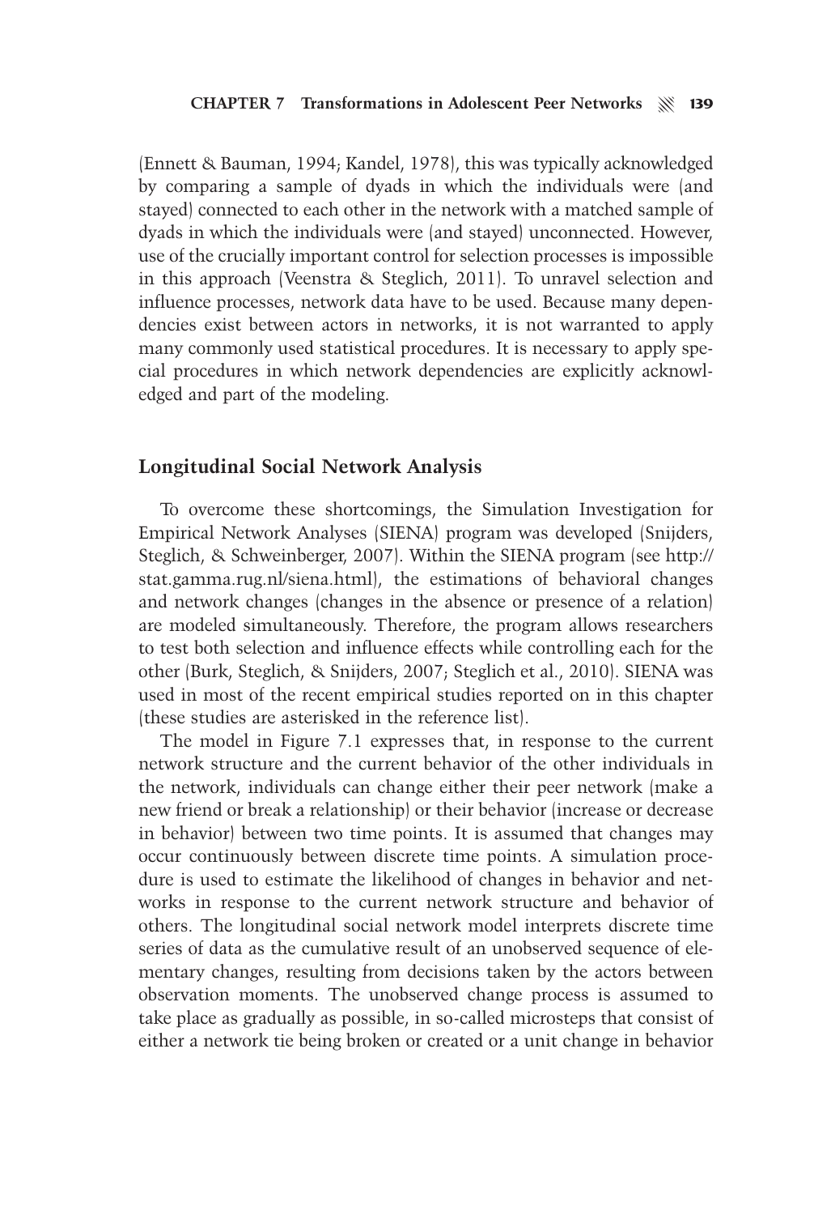(Ennett & Bauman, 1994; Kandel, 1978), this was typically acknowledged by comparing a sample of dyads in which the individuals were (and stayed) connected to each other in the network with a matched sample of dyads in which the individuals were (and stayed) unconnected. However, use of the crucially important control for selection processes is impossible in this approach (Veenstra & Steglich, 2011). To unravel selection and influence processes, network data have to be used. Because many dependencies exist between actors in networks, it is not warranted to apply many commonly used statistical procedures. It is necessary to apply special procedures in which network dependencies are explicitly acknowledged and part of the modeling.

## Longitudinal Social Network Analysis

To overcome these shortcomings, the Simulation Investigation for Empirical Network Analyses (SIENA) program was developed (Snijders, Steglich, & Schweinberger, 2007). Within the SIENA program (see http://stat.gamma.rug.nl/siena.html), the estimations of behavioral changes and network changes (changes in the absence or presence of a relation) are modeled simultaneously. Therefore, the program allows researchers to test both selection and influence effects while controlling each for the other (Burk, Steglich, & Snijders, 2007; Steglich et al., 2010). SIENA was used in most of the recent empirical studies reported on in this chapter (these studies are asterisked in the reference list).

The model in Figure 7.1 expresses that, in response to the current network structure and the current behavior of the other individuals in the network, individuals can change either their peer network (make a new friend or break a relationship) or their behavior (increase or decrease in behavior) between two time points. It is assumed that changes may occur continuously between discrete time points. A simulation procedure is used to estimate the likelihood of changes in behavior and networks in response to the current network structure and behavior of others. The longitudinal social network model interprets discrete time series of data as the cumulative result of an unobserved sequence of elementary changes, resulting from decisions taken by the actors between observation moments. The unobserved change process is assumed to take place as gradually as possible, in so-called microsteps that consist of either a network tie being broken or created or a unit change in behavior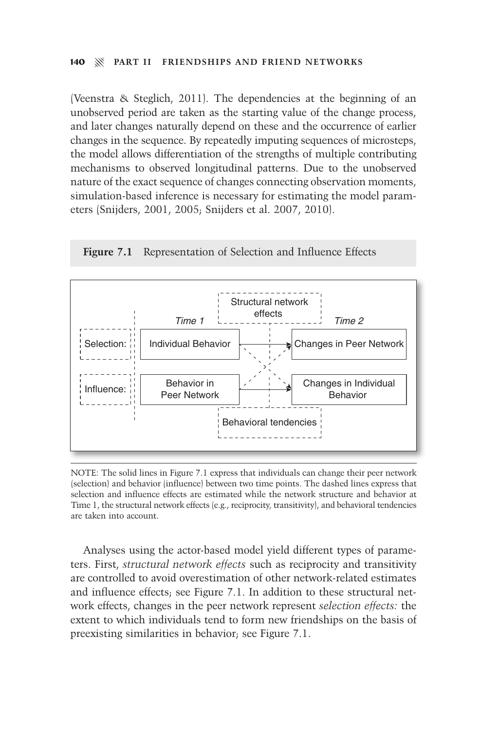(Veenstra & Steglich, 2011). The dependencies at the beginning of an unobserved period are taken as the starting value of the change process, and later changes naturally depend on these and the occurrence of earlier changes in the sequence. By repeatedly imputing sequences of microsteps, the model allows differentiation of the strengths of multiple contributing mechanisms to observed longitudinal patterns. Due to the unobserved nature of the exact sequence of changes connecting observation moments, simulation-based inference is necessary for estimating the model parameters (Snijders, 2001, 2005; Snijders et al. 2007, 2010).

**Figure 7.1** Representation of Selection and Influence Effects

| | Time 1 | | Time 2 |
|---|---|---|---|
| Selection: | Individual Behavior | → | Changes in Peer Network |
| Influence: | Behavior in Peer Network | → | Changes in Individual Behavior |

Structural network effects

Behavioral tendencies

NOTE: The solid lines in Figure 7.1 express that individuals can change their peer network (selection) and behavior (influence) between two time points. The dashed lines express that selection and influence effects are estimated while the network structure and behavior at Time 1, the structural network effects (e.g., reciprocity, transitivity), and behavioral tendencies are taken into account.

Analyses using the actor-based model yield different types of parameters. First, *structural network effects* such as reciprocity and transitivity are controlled to avoid overestimation of other network-related estimates and influence effects; see Figure 7.1. In addition to these structural network effects, changes in the peer network represent *selection effects:* the extent to which individuals tend to form new friendships on the basis of preexisting similarities in behavior; see Figure 7.1.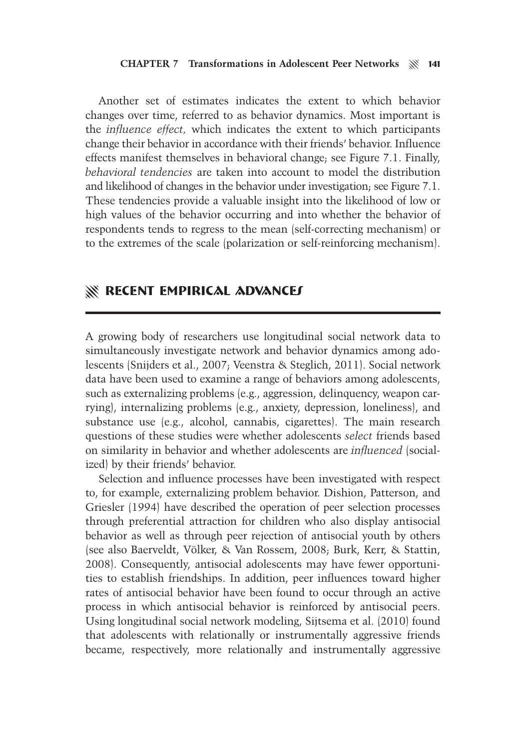Another set of estimates indicates the extent to which behavior changes over time, referred to as behavior dynamics. Most important is the *influence effect,* which indicates the extent to which participants change their behavior in accordance with their friends' behavior. Influence effects manifest themselves in behavioral change; see Figure 7.1. Finally, *behavioral tendencies* are taken into account to model the distribution and likelihood of changes in the behavior under investigation; see Figure 7.1. These tendencies provide a valuable insight into the likelihood of low or high values of the behavior occurring and into whether the behavior of respondents tends to regress to the mean (self-correcting mechanism) or to the extremes of the scale (polarization or self-reinforcing mechanism).

## RECENT EMPIRICAL ADVANCES

A growing body of researchers use longitudinal social network data to simultaneously investigate network and behavior dynamics among adolescents (Snijders et al., 2007; Veenstra & Steglich, 2011). Social network data have been used to examine a range of behaviors among adolescents, such as externalizing problems (e.g., aggression, delinquency, weapon carrying), internalizing problems (e.g., anxiety, depression, loneliness), and substance use (e.g., alcohol, cannabis, cigarettes). The main research questions of these studies were whether adolescents *select* friends based on similarity in behavior and whether adolescents are *influenced* (socialized) by their friends' behavior.

Selection and influence processes have been investigated with respect to, for example, externalizing problem behavior. Dishion, Patterson, and Griesler (1994) have described the operation of peer selection processes through preferential attraction for children who also display antisocial behavior as well as through peer rejection of antisocial youth by others (see also Baerveldt, Völker, & Van Rossem, 2008; Burk, Kerr, & Stattin, 2008). Consequently, antisocial adolescents may have fewer opportunities to establish friendships. In addition, peer influences toward higher rates of antisocial behavior have been found to occur through an active process in which antisocial behavior is reinforced by antisocial peers. Using longitudinal social network modeling, Sijtsema et al. (2010) found that adolescents with relationally or instrumentally aggressive friends became, respectively, more relationally and instrumentally aggressive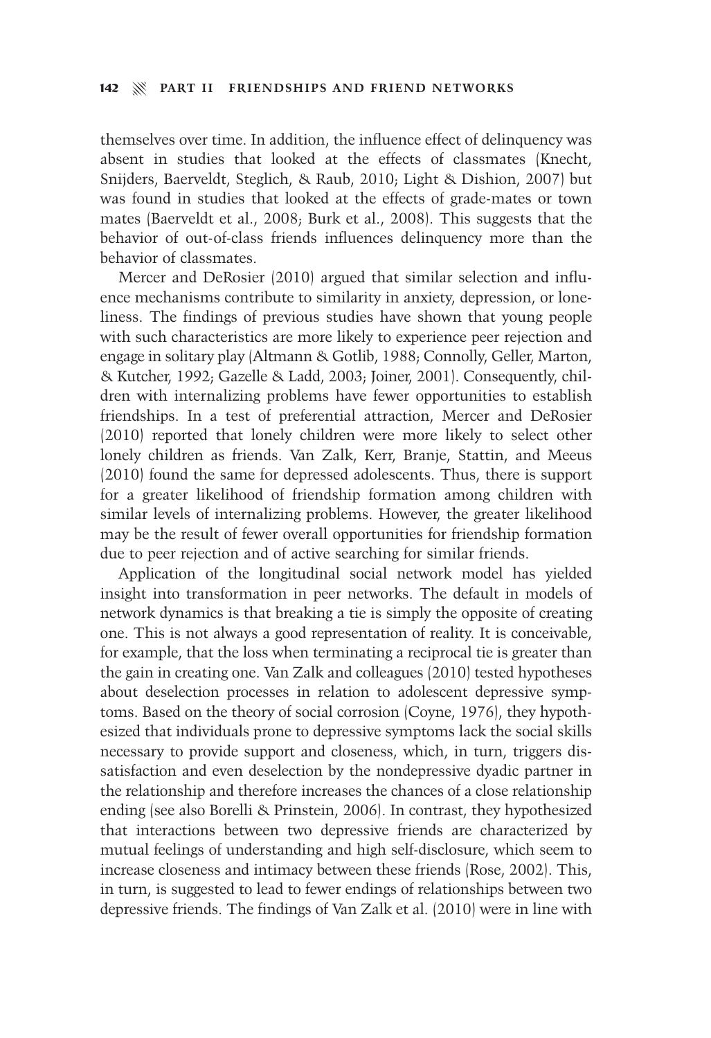themselves over time. In addition, the influence effect of delinquency was absent in studies that looked at the effects of classmates (Knecht, Snijders, Baerveldt, Steglich, & Raub, 2010; Light & Dishion, 2007) but was found in studies that looked at the effects of grade-mates or town mates (Baerveldt et al., 2008; Burk et al., 2008). This suggests that the behavior of out-of-class friends influences delinquency more than the behavior of classmates.

Mercer and DeRosier (2010) argued that similar selection and influence mechanisms contribute to similarity in anxiety, depression, or loneliness. The findings of previous studies have shown that young people with such characteristics are more likely to experience peer rejection and engage in solitary play (Altmann & Gotlib, 1988; Connolly, Geller, Marton, & Kutcher, 1992; Gazelle & Ladd, 2003; Joiner, 2001). Consequently, children with internalizing problems have fewer opportunities to establish friendships. In a test of preferential attraction, Mercer and DeRosier (2010) reported that lonely children were more likely to select other lonely children as friends. Van Zalk, Kerr, Branje, Stattin, and Meeus (2010) found the same for depressed adolescents. Thus, there is support for a greater likelihood of friendship formation among children with similar levels of internalizing problems. However, the greater likelihood may be the result of fewer overall opportunities for friendship formation due to peer rejection and of active searching for similar friends.

Application of the longitudinal social network model has yielded insight into transformation in peer networks. The default in models of network dynamics is that breaking a tie is simply the opposite of creating one. This is not always a good representation of reality. It is conceivable, for example, that the loss when terminating a reciprocal tie is greater than the gain in creating one. Van Zalk and colleagues (2010) tested hypotheses about deselection processes in relation to adolescent depressive symptoms. Based on the theory of social corrosion (Coyne, 1976), they hypothesized that individuals prone to depressive symptoms lack the social skills necessary to provide support and closeness, which, in turn, triggers dissatisfaction and even deselection by the nondepressive dyadic partner in the relationship and therefore increases the chances of a close relationship ending (see also Borelli & Prinstein, 2006). In contrast, they hypothesized that interactions between two depressive friends are characterized by mutual feelings of understanding and high self-disclosure, which seem to increase closeness and intimacy between these friends (Rose, 2002). This, in turn, is suggested to lead to fewer endings of relationships between two depressive friends. The findings of Van Zalk et al. (2010) were in line with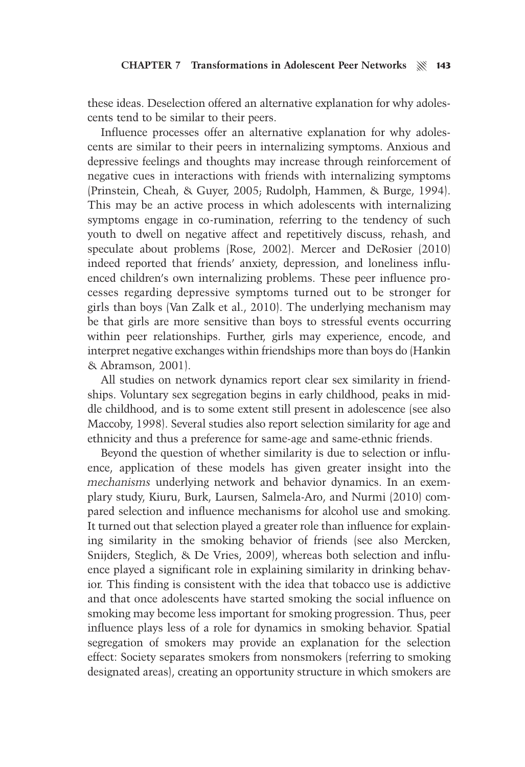these ideas. Deselection offered an alternative explanation for why adolescents tend to be similar to their peers.

Influence processes offer an alternative explanation for why adolescents are similar to their peers in internalizing symptoms. Anxious and depressive feelings and thoughts may increase through reinforcement of negative cues in interactions with friends with internalizing symptoms (Prinstein, Cheah, & Guyer, 2005; Rudolph, Hammen, & Burge, 1994). This may be an active process in which adolescents with internalizing symptoms engage in co-rumination, referring to the tendency of such youth to dwell on negative affect and repetitively discuss, rehash, and speculate about problems (Rose, 2002). Mercer and DeRosier (2010) indeed reported that friends' anxiety, depression, and loneliness influenced children's own internalizing problems. These peer influence processes regarding depressive symptoms turned out to be stronger for girls than boys (Van Zalk et al., 2010). The underlying mechanism may be that girls are more sensitive than boys to stressful events occurring within peer relationships. Further, girls may experience, encode, and interpret negative exchanges within friendships more than boys do (Hankin & Abramson, 2001).

All studies on network dynamics report clear sex similarity in friendships. Voluntary sex segregation begins in early childhood, peaks in middle childhood, and is to some extent still present in adolescence (see also Maccoby, 1998). Several studies also report selection similarity for age and ethnicity and thus a preference for same-age and same-ethnic friends.

Beyond the question of whether similarity is due to selection or influence, application of these models has given greater insight into the *mechanisms* underlying network and behavior dynamics. In an exemplary study, Kiuru, Burk, Laursen, Salmela-Aro, and Nurmi (2010) compared selection and influence mechanisms for alcohol use and smoking. It turned out that selection played a greater role than influence for explaining similarity in the smoking behavior of friends (see also Mercken, Snijders, Steglich, & De Vries, 2009), whereas both selection and influence played a significant role in explaining similarity in drinking behavior. This finding is consistent with the idea that tobacco use is addictive and that once adolescents have started smoking the social influence on smoking may become less important for smoking progression. Thus, peer influence plays less of a role for dynamics in smoking behavior. Spatial segregation of smokers may provide an explanation for the selection effect: Society separates smokers from nonsmokers (referring to smoking designated areas), creating an opportunity structure in which smokers are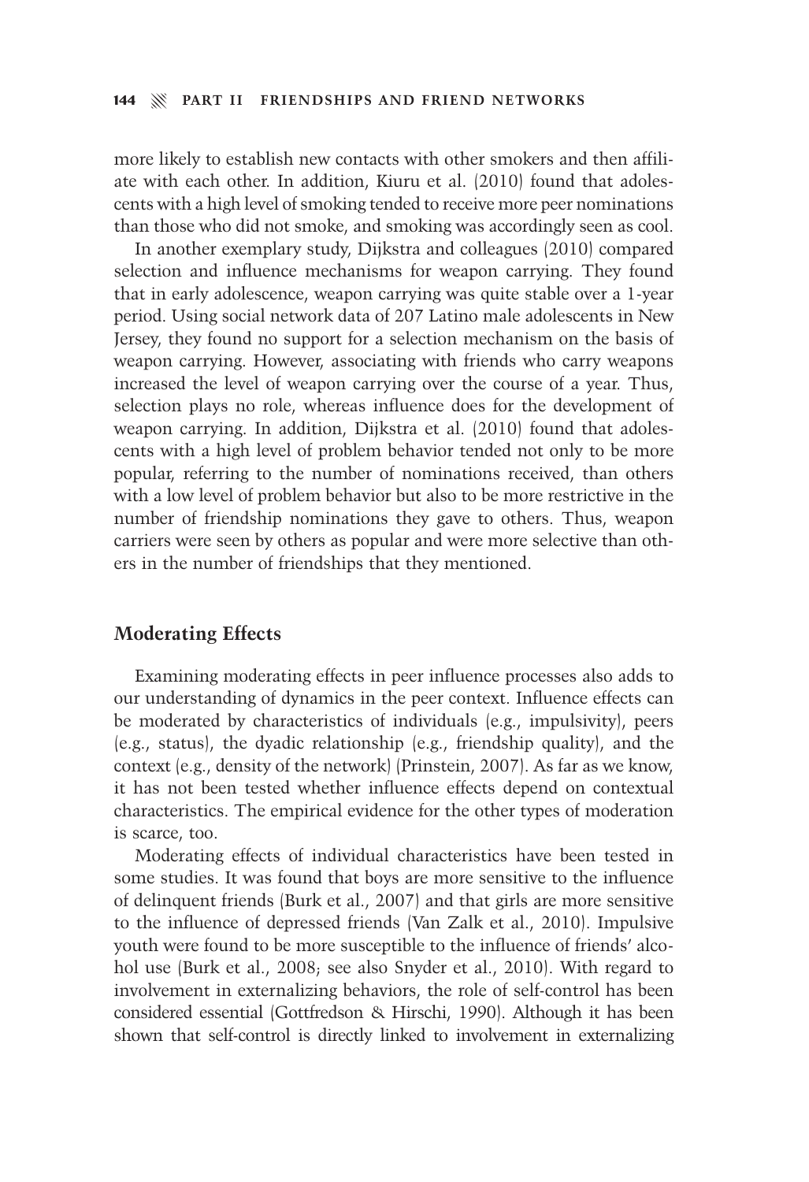more likely to establish new contacts with other smokers and then affiliate with each other. In addition, Kiuru et al. (2010) found that adolescents with a high level of smoking tended to receive more peer nominations than those who did not smoke, and smoking was accordingly seen as cool.

In another exemplary study, Dijkstra and colleagues (2010) compared selection and influence mechanisms for weapon carrying. They found that in early adolescence, weapon carrying was quite stable over a 1-year period. Using social network data of 207 Latino male adolescents in New Jersey, they found no support for a selection mechanism on the basis of weapon carrying. However, associating with friends who carry weapons increased the level of weapon carrying over the course of a year. Thus, selection plays no role, whereas influence does for the development of weapon carrying. In addition, Dijkstra et al. (2010) found that adolescents with a high level of problem behavior tended not only to be more popular, referring to the number of nominations received, than others with a low level of problem behavior but also to be more restrictive in the number of friendship nominations they gave to others. Thus, weapon carriers were seen by others as popular and were more selective than others in the number of friendships that they mentioned.

## Moderating Effects

Examining moderating effects in peer influence processes also adds to our understanding of dynamics in the peer context. Influence effects can be moderated by characteristics of individuals (e.g., impulsivity), peers (e.g., status), the dyadic relationship (e.g., friendship quality), and the context (e.g., density of the network) (Prinstein, 2007). As far as we know, it has not been tested whether influence effects depend on contextual characteristics. The empirical evidence for the other types of moderation is scarce, too.

Moderating effects of individual characteristics have been tested in some studies. It was found that boys are more sensitive to the influence of delinquent friends (Burk et al., 2007) and that girls are more sensitive to the influence of depressed friends (Van Zalk et al., 2010). Impulsive youth were found to be more susceptible to the influence of friends' alcohol use (Burk et al., 2008; see also Snyder et al., 2010). With regard to involvement in externalizing behaviors, the role of self-control has been considered essential (Gottfredson & Hirschi, 1990). Although it has been shown that self-control is directly linked to involvement in externalizing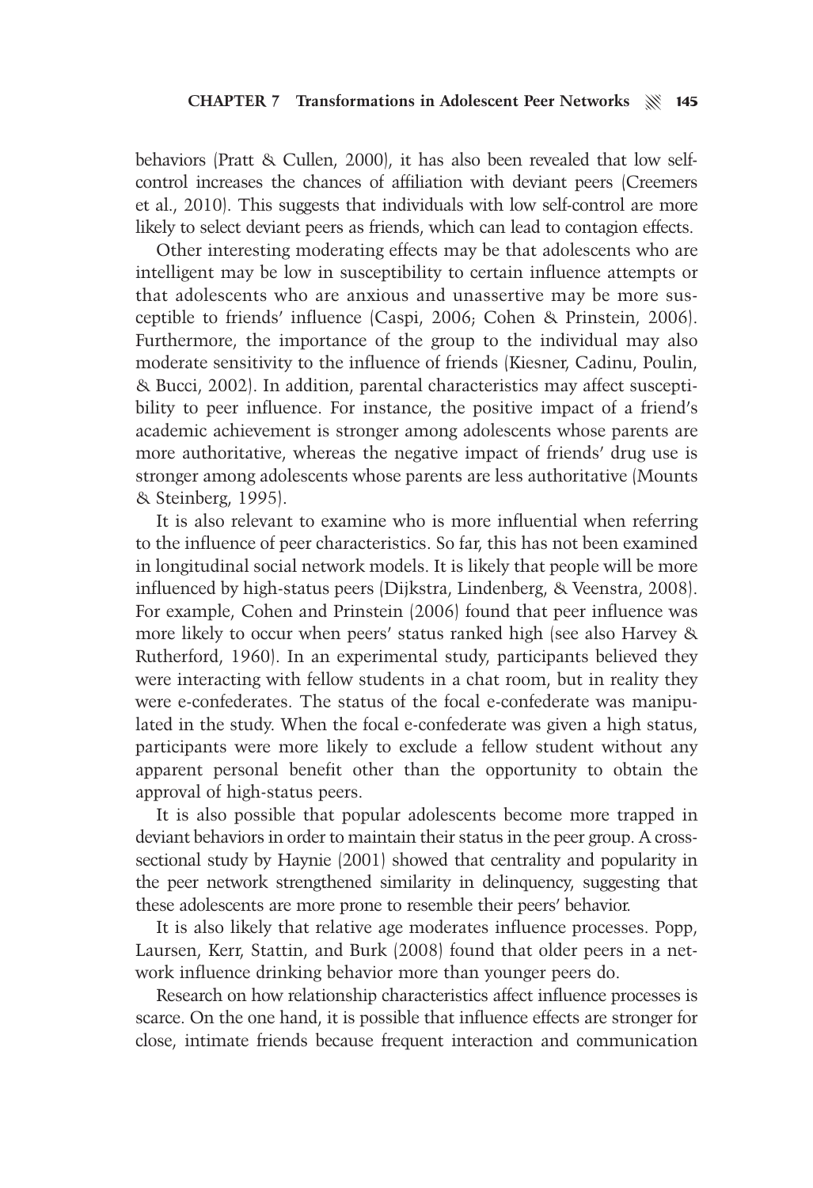behaviors (Pratt & Cullen, 2000), it has also been revealed that low self-control increases the chances of affiliation with deviant peers (Creemers et al., 2010). This suggests that individuals with low self-control are more likely to select deviant peers as friends, which can lead to contagion effects.

Other interesting moderating effects may be that adolescents who are intelligent may be low in susceptibility to certain influence attempts or that adolescents who are anxious and unassertive may be more susceptible to friends' influence (Caspi, 2006; Cohen & Prinstein, 2006). Furthermore, the importance of the group to the individual may also moderate sensitivity to the influence of friends (Kiesner, Cadinu, Poulin, & Bucci, 2002). In addition, parental characteristics may affect susceptibility to peer influence. For instance, the positive impact of a friend's academic achievement is stronger among adolescents whose parents are more authoritative, whereas the negative impact of friends' drug use is stronger among adolescents whose parents are less authoritative (Mounts & Steinberg, 1995).

It is also relevant to examine who is more influential when referring to the influence of peer characteristics. So far, this has not been examined in longitudinal social network models. It is likely that people will be more influenced by high-status peers (Dijkstra, Lindenberg, & Veenstra, 2008). For example, Cohen and Prinstein (2006) found that peer influence was more likely to occur when peers' status ranked high (see also Harvey & Rutherford, 1960). In an experimental study, participants believed they were interacting with fellow students in a chat room, but in reality they were e-confederates. The status of the focal e-confederate was manipulated in the study. When the focal e-confederate was given a high status, participants were more likely to exclude a fellow student without any apparent personal benefit other than the opportunity to obtain the approval of high-status peers.

It is also possible that popular adolescents become more trapped in deviant behaviors in order to maintain their status in the peer group. A cross-sectional study by Haynie (2001) showed that centrality and popularity in the peer network strengthened similarity in delinquency, suggesting that these adolescents are more prone to resemble their peers' behavior.

It is also likely that relative age moderates influence processes. Popp, Laursen, Kerr, Stattin, and Burk (2008) found that older peers in a network influence drinking behavior more than younger peers do.

Research on how relationship characteristics affect influence processes is scarce. On the one hand, it is possible that influence effects are stronger for close, intimate friends because frequent interaction and communication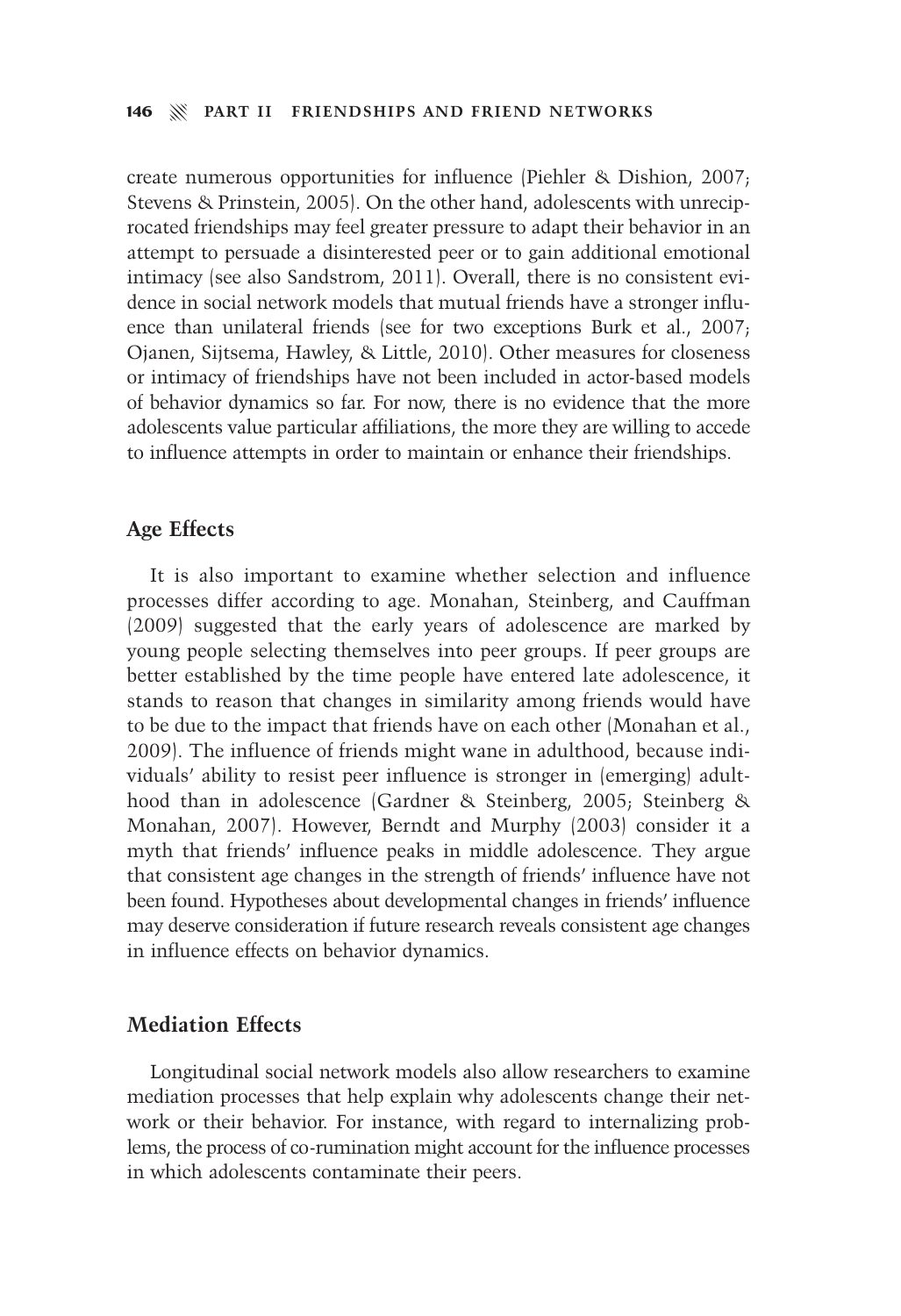create numerous opportunities for influence (Piehler & Dishion, 2007; Stevens & Prinstein, 2005). On the other hand, adolescents with unreciprocated friendships may feel greater pressure to adapt their behavior in an attempt to persuade a disinterested peer or to gain additional emotional intimacy (see also Sandstrom, 2011). Overall, there is no consistent evidence in social network models that mutual friends have a stronger influence than unilateral friends (see for two exceptions Burk et al., 2007; Ojanen, Sijtsema, Hawley, & Little, 2010). Other measures for closeness or intimacy of friendships have not been included in actor-based models of behavior dynamics so far. For now, there is no evidence that the more adolescents value particular affiliations, the more they are willing to accede to influence attempts in order to maintain or enhance their friendships.

### Age Effects

It is also important to examine whether selection and influence processes differ according to age. Monahan, Steinberg, and Cauffman (2009) suggested that the early years of adolescence are marked by young people selecting themselves into peer groups. If peer groups are better established by the time people have entered late adolescence, it stands to reason that changes in similarity among friends would have to be due to the impact that friends have on each other (Monahan et al., 2009). The influence of friends might wane in adulthood, because individuals' ability to resist peer influence is stronger in (emerging) adulthood than in adolescence (Gardner & Steinberg, 2005; Steinberg & Monahan, 2007). However, Berndt and Murphy (2003) consider it a myth that friends' influence peaks in middle adolescence. They argue that consistent age changes in the strength of friends' influence have not been found. Hypotheses about developmental changes in friends' influence may deserve consideration if future research reveals consistent age changes in influence effects on behavior dynamics.

### Mediation Effects

Longitudinal social network models also allow researchers to examine mediation processes that help explain why adolescents change their network or their behavior. For instance, with regard to internalizing problems, the process of co-rumination might account for the influence processes in which adolescents contaminate their peers.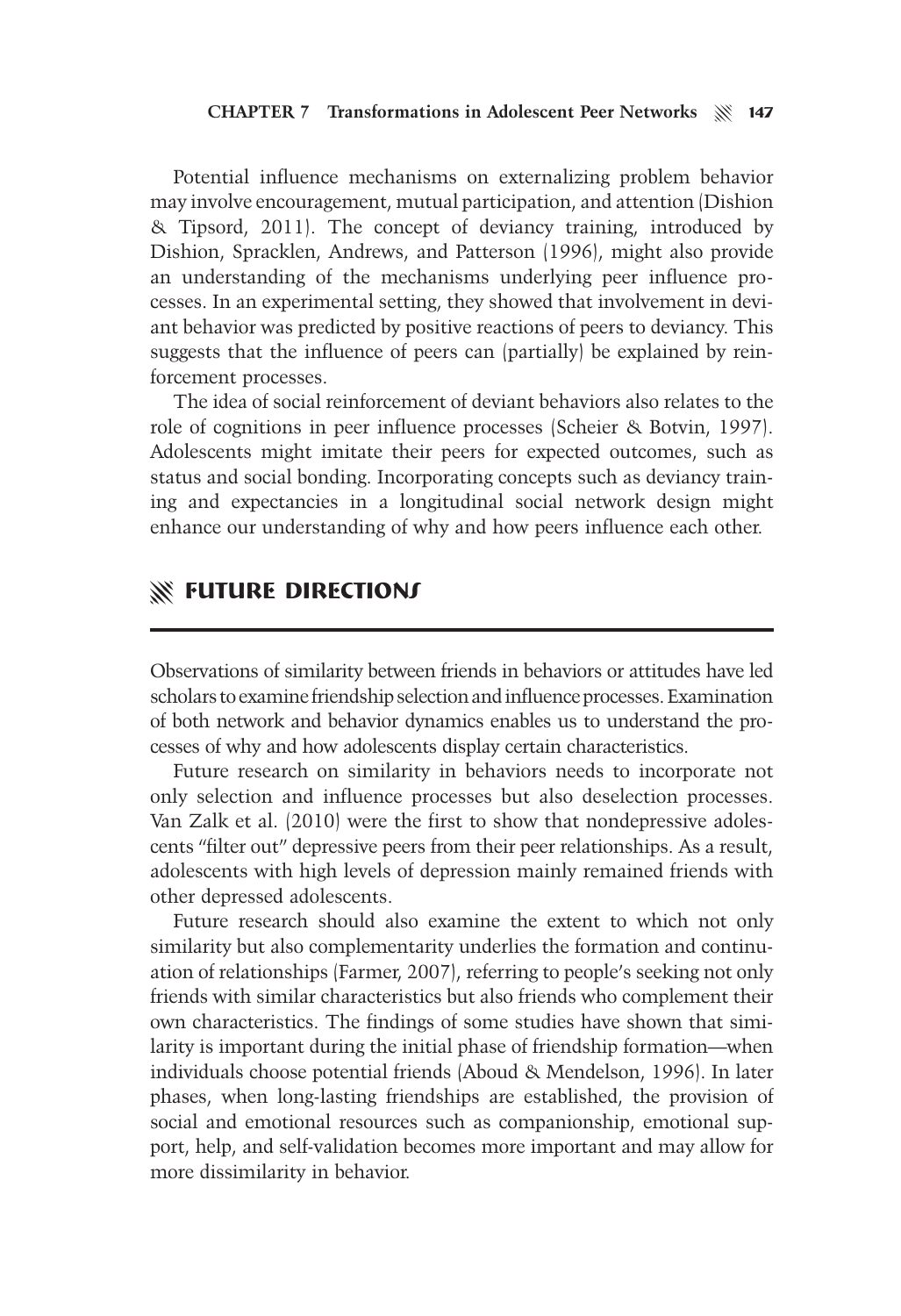Potential influence mechanisms on externalizing problem behavior may involve encouragement, mutual participation, and attention (Dishion & Tipsord, 2011). The concept of deviancy training, introduced by Dishion, Spracklen, Andrews, and Patterson (1996), might also provide an understanding of the mechanisms underlying peer influence processes. In an experimental setting, they showed that involvement in deviant behavior was predicted by positive reactions of peers to deviancy. This suggests that the influence of peers can (partially) be explained by reinforcement processes.

The idea of social reinforcement of deviant behaviors also relates to the role of cognitions in peer influence processes (Scheier & Botvin, 1997). Adolescents might imitate their peers for expected outcomes, such as status and social bonding. Incorporating concepts such as deviancy training and expectancies in a longitudinal social network design might enhance our understanding of why and how peers influence each other.

## FUTURE DIRECTIONS

Observations of similarity between friends in behaviors or attitudes have led scholars to examine friendship selection and influence processes. Examination of both network and behavior dynamics enables us to understand the processes of why and how adolescents display certain characteristics.

Future research on similarity in behaviors needs to incorporate not only selection and influence processes but also deselection processes. Van Zalk et al. (2010) were the first to show that nondepressive adolescents "filter out" depressive peers from their peer relationships. As a result, adolescents with high levels of depression mainly remained friends with other depressed adolescents.

Future research should also examine the extent to which not only similarity but also complementarity underlies the formation and continuation of relationships (Farmer, 2007), referring to people's seeking not only friends with similar characteristics but also friends who complement their own characteristics. The findings of some studies have shown that similarity is important during the initial phase of friendship formation—when individuals choose potential friends (Aboud & Mendelson, 1996). In later phases, when long-lasting friendships are established, the provision of social and emotional resources such as companionship, emotional support, help, and self-validation becomes more important and may allow for more dissimilarity in behavior.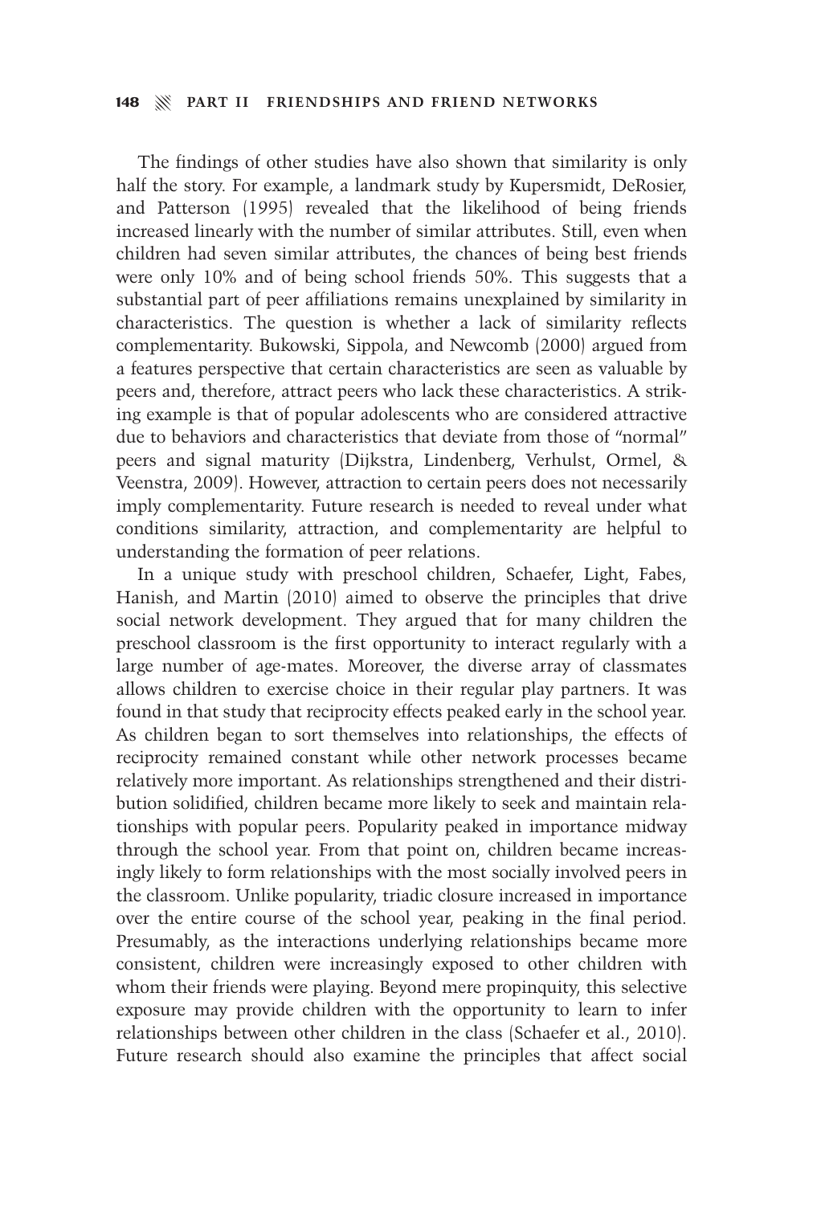The findings of other studies have also shown that similarity is only half the story. For example, a landmark study by Kupersmidt, DeRosier, and Patterson (1995) revealed that the likelihood of being friends increased linearly with the number of similar attributes. Still, even when children had seven similar attributes, the chances of being best friends were only 10% and of being school friends 50%. This suggests that a substantial part of peer affiliations remains unexplained by similarity in characteristics. The question is whether a lack of similarity reflects complementarity. Bukowski, Sippola, and Newcomb (2000) argued from a features perspective that certain characteristics are seen as valuable by peers and, therefore, attract peers who lack these characteristics. A striking example is that of popular adolescents who are considered attractive due to behaviors and characteristics that deviate from those of "normal" peers and signal maturity (Dijkstra, Lindenberg, Verhulst, Ormel, & Veenstra, 2009). However, attraction to certain peers does not necessarily imply complementarity. Future research is needed to reveal under what conditions similarity, attraction, and complementarity are helpful to understanding the formation of peer relations.

In a unique study with preschool children, Schaefer, Light, Fabes, Hanish, and Martin (2010) aimed to observe the principles that drive social network development. They argued that for many children the preschool classroom is the first opportunity to interact regularly with a large number of age-mates. Moreover, the diverse array of classmates allows children to exercise choice in their regular play partners. It was found in that study that reciprocity effects peaked early in the school year. As children began to sort themselves into relationships, the effects of reciprocity remained constant while other network processes became relatively more important. As relationships strengthened and their distribution solidified, children became more likely to seek and maintain relationships with popular peers. Popularity peaked in importance midway through the school year. From that point on, children became increasingly likely to form relationships with the most socially involved peers in the classroom. Unlike popularity, triadic closure increased in importance over the entire course of the school year, peaking in the final period. Presumably, as the interactions underlying relationships became more consistent, children were increasingly exposed to other children with whom their friends were playing. Beyond mere propinquity, this selective exposure may provide children with the opportunity to learn to infer relationships between other children in the class (Schaefer et al., 2010). Future research should also examine the principles that affect social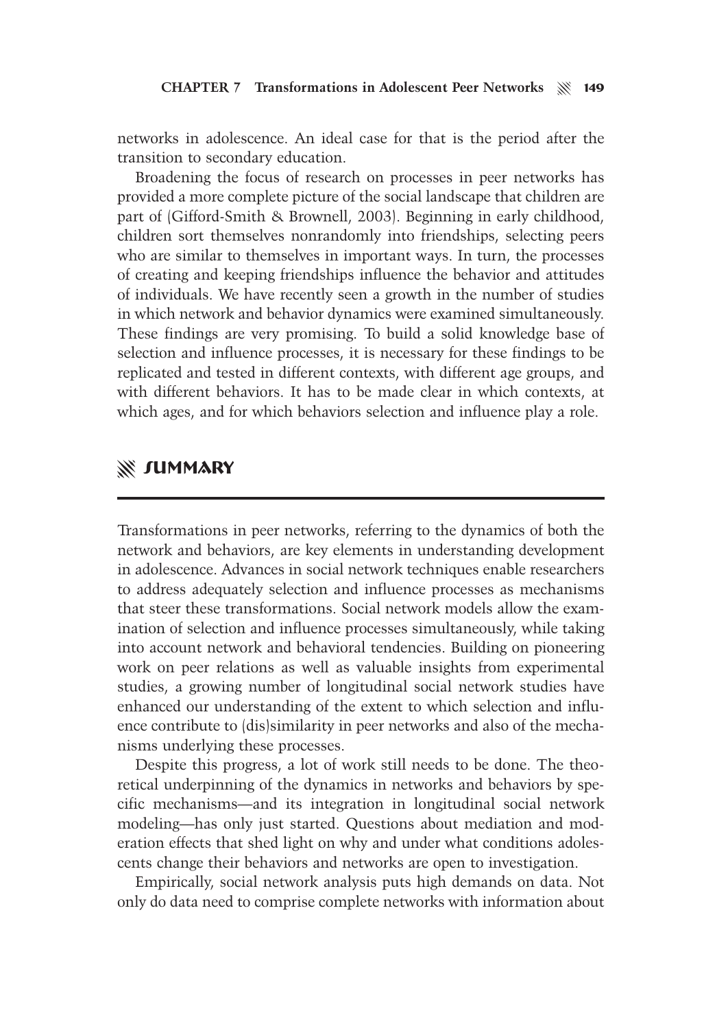networks in adolescence. An ideal case for that is the period after the transition to secondary education.

Broadening the focus of research on processes in peer networks has provided a more complete picture of the social landscape that children are part of (Gifford-Smith & Brownell, 2003). Beginning in early childhood, children sort themselves nonrandomly into friendships, selecting peers who are similar to themselves in important ways. In turn, the processes of creating and keeping friendships influence the behavior and attitudes of individuals. We have recently seen a growth in the number of studies in which network and behavior dynamics were examined simultaneously. These findings are very promising. To build a solid knowledge base of selection and influence processes, it is necessary for these findings to be replicated and tested in different contexts, with different age groups, and with different behaviors. It has to be made clear in which contexts, at which ages, and for which behaviors selection and influence play a role.

## SUMMARY

Transformations in peer networks, referring to the dynamics of both the network and behaviors, are key elements in understanding development in adolescence. Advances in social network techniques enable researchers to address adequately selection and influence processes as mechanisms that steer these transformations. Social network models allow the examination of selection and influence processes simultaneously, while taking into account network and behavioral tendencies. Building on pioneering work on peer relations as well as valuable insights from experimental studies, a growing number of longitudinal social network studies have enhanced our understanding of the extent to which selection and influence contribute to (dis)similarity in peer networks and also of the mechanisms underlying these processes.

Despite this progress, a lot of work still needs to be done. The theoretical underpinning of the dynamics in networks and behaviors by specific mechanisms—and its integration in longitudinal social network modeling—has only just started. Questions about mediation and moderation effects that shed light on why and under what conditions adolescents change their behaviors and networks are open to investigation.

Empirically, social network analysis puts high demands on data. Not only do data need to comprise complete networks with information about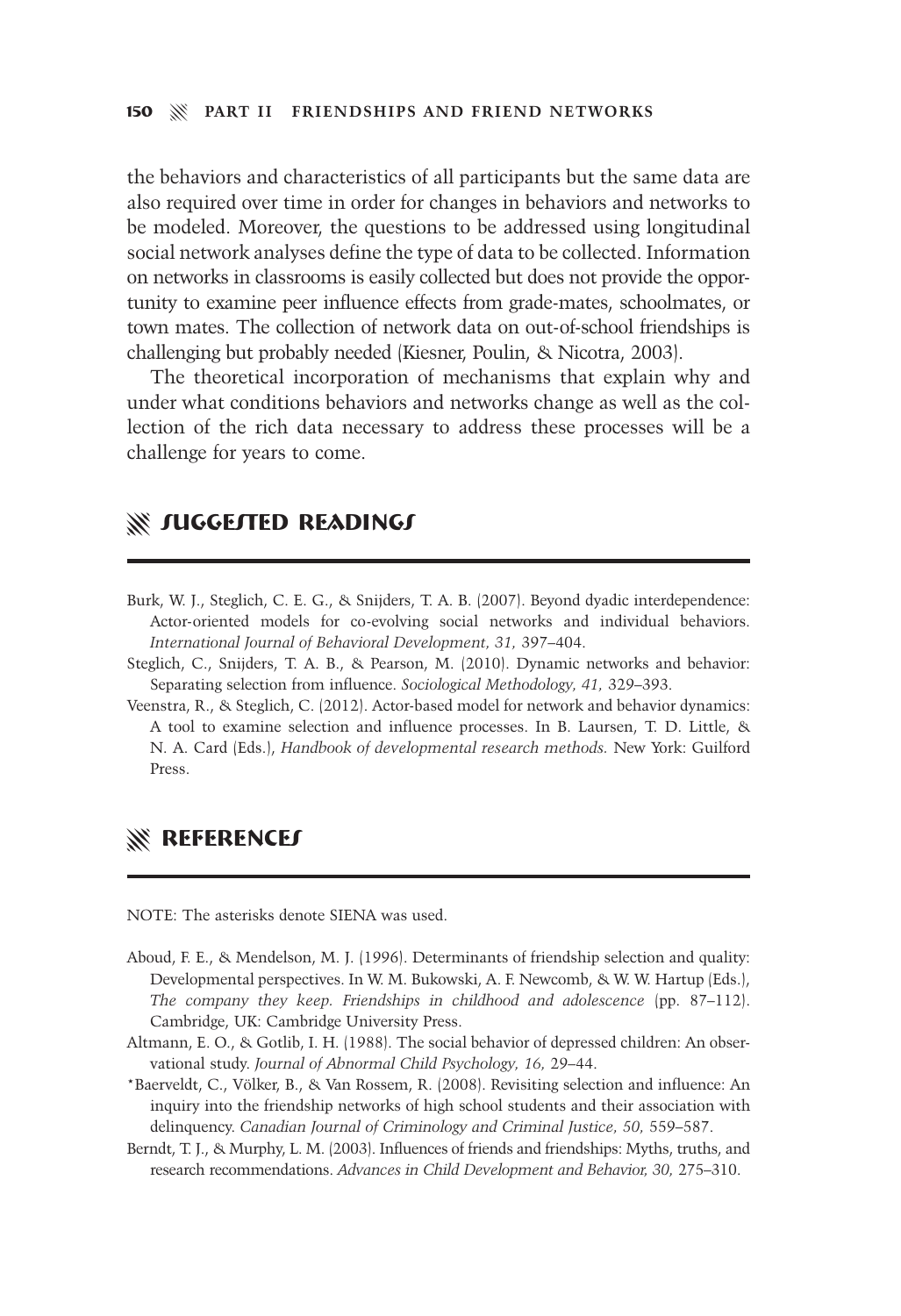the behaviors and characteristics of all participants but the same data are also required over time in order for changes in behaviors and networks to be modeled. Moreover, the questions to be addressed using longitudinal social network analyses define the type of data to be collected. Information on networks in classrooms is easily collected but does not provide the opportunity to examine peer influence effects from grade-mates, schoolmates, or town mates. The collection of network data on out-of-school friendships is challenging but probably needed (Kiesner, Poulin, & Nicotra, 2003).

The theoretical incorporation of mechanisms that explain why and under what conditions behaviors and networks change as well as the collection of the rich data necessary to address these processes will be a challenge for years to come.

## SUGGESTED READINGS

Burk, W. J., Steglich, C. E. G., & Snijders, T. A. B. (2007). Beyond dyadic interdependence: Actor-oriented models for co-evolving social networks and individual behaviors. *International Journal of Behavioral Development, 31,* 397–404.

Steglich, C., Snijders, T. A. B., & Pearson, M. (2010). Dynamic networks and behavior: Separating selection from influence. *Sociological Methodology, 41,* 329–393.

Veenstra, R., & Steglich, C. (2012). Actor-based model for network and behavior dynamics: A tool to examine selection and influence processes. In B. Laursen, T. D. Little, & N. A. Card (Eds.), *Handbook of developmental research methods.* New York: Guilford Press.

## REFERENCES

NOTE: The asterisks denote SIENA was used.

Aboud, F. E., & Mendelson, M. J. (1996). Determinants of friendship selection and quality: Developmental perspectives. In W. M. Bukowski, A. F. Newcomb, & W. W. Hartup (Eds.), *The company they keep. Friendships in childhood and adolescence* (pp. 87–112). Cambridge, UK: Cambridge University Press.

Altmann, E. O., & Gotlib, I. H. (1988). The social behavior of depressed children: An observational study. *Journal of Abnormal Child Psychology, 16,* 29–44.

*Baerveldt, C., Völker, B., & Van Rossem, R. (2008). Revisiting selection and influence: An inquiry into the friendship networks of high school students and their association with delinquency. *Canadian Journal of Criminology and Criminal Justice, 50,* 559–587.

Berndt, T. J., & Murphy, L. M. (2003). Influences of friends and friendships: Myths, truths, and research recommendations. *Advances in Child Development and Behavior, 30,* 275–310.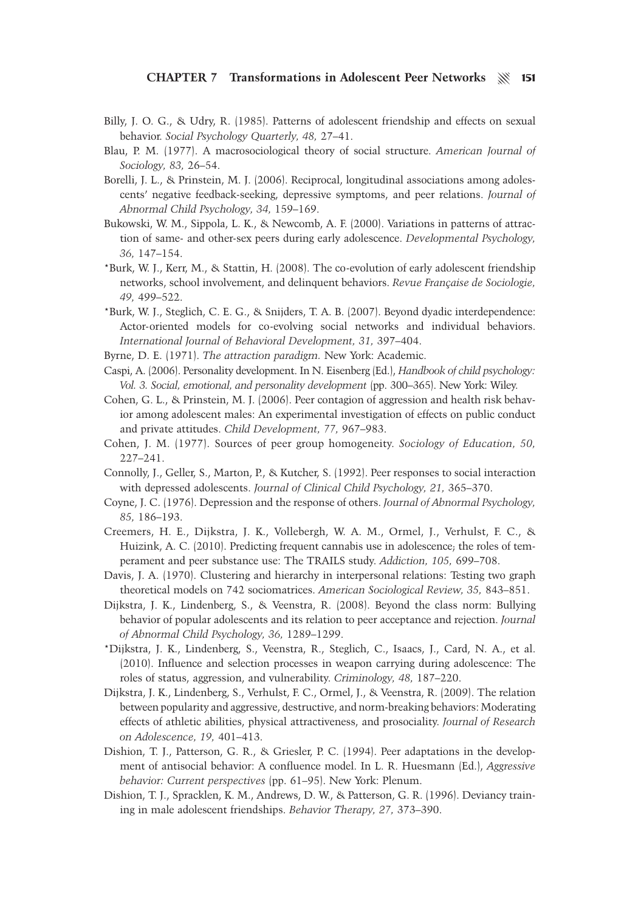Billy, J. O. G., & Udry, R. (1985). Patterns of adolescent friendship and effects on sexual behavior. *Social Psychology Quarterly, 48,* 27–41.

Blau, P. M. (1977). A macrosociological theory of social structure. *American Journal of Sociology, 83,* 26–54.

Borelli, J. L., & Prinstein, M. J. (2006). Reciprocal, longitudinal associations among adolescents' negative feedback-seeking, depressive symptoms, and peer relations. *Journal of Abnormal Child Psychology, 34,* 159–169.

Bukowski, W. M., Sippola, L. K., & Newcomb, A. F. (2000). Variations in patterns of attraction of same- and other-sex peers during early adolescence. *Developmental Psychology, 36,* 147–154.

*Burk, W. J., Kerr, M., & Stattin, H. (2008). The co-evolution of early adolescent friendship networks, school involvement, and delinquent behaviors. *Revue Française de Sociologie, 49,* 499–522.

*Burk, W. J., Steglich, C. E. G., & Snijders, T. A. B. (2007). Beyond dyadic interdependence: Actor-oriented models for co-evolving social networks and individual behaviors. *International Journal of Behavioral Development, 31,* 397–404.

Byrne, D. E. (1971). *The attraction paradigm.* New York: Academic.

Caspi, A. (2006). Personality development. In N. Eisenberg (Ed.), *Handbook of child psychology: Vol. 3. Social, emotional, and personality development* (pp. 300–365). New York: Wiley.

Cohen, G. L., & Prinstein, M. J. (2006). Peer contagion of aggression and health risk behavior among adolescent males: An experimental investigation of effects on public conduct and private attitudes. *Child Development, 77,* 967–983.

Cohen, J. M. (1977). Sources of peer group homogeneity. *Sociology of Education, 50,* 227–241.

Connolly, J., Geller, S., Marton, P., & Kutcher, S. (1992). Peer responses to social interaction with depressed adolescents. *Journal of Clinical Child Psychology, 21,* 365–370.

Coyne, J. C. (1976). Depression and the response of others. *Journal of Abnormal Psychology, 85,* 186–193.

Creemers, H. E., Dijkstra, J. K., Vollebergh, W. A. M., Ormel, J., Verhulst, F. C., & Huizink, A. C. (2010). Predicting frequent cannabis use in adolescence; the roles of temperament and peer substance use: The TRAILS study. *Addiction, 105,* 699–708.

Davis, J. A. (1970). Clustering and hierarchy in interpersonal relations: Testing two graph theoretical models on 742 sociomatrices. *American Sociological Review, 35,* 843–851.

Dijkstra, J. K., Lindenberg, S., & Veenstra, R. (2008). Beyond the class norm: Bullying behavior of popular adolescents and its relation to peer acceptance and rejection. *Journal of Abnormal Child Psychology, 36,* 1289–1299.

*Dijkstra, J. K., Lindenberg, S., Veenstra, R., Steglich, C., Isaacs, J., Card, N. A., et al. (2010). Influence and selection processes in weapon carrying during adolescence: The roles of status, aggression, and vulnerability. *Criminology, 48,* 187–220.

Dijkstra, J. K., Lindenberg, S., Verhulst, F. C., Ormel, J., & Veenstra, R. (2009). The relation between popularity and aggressive, destructive, and norm-breaking behaviors: Moderating effects of athletic abilities, physical attractiveness, and prosociality. *Journal of Research on Adolescence, 19,* 401–413.

Dishion, T. J., Patterson, G. R., & Griesler, P. C. (1994). Peer adaptations in the development of antisocial behavior: A confluence model. In L. R. Huesmann (Ed.), *Aggressive behavior: Current perspectives* (pp. 61–95). New York: Plenum.

Dishion, T. J., Spracklen, K. M., Andrews, D. W., & Patterson, G. R. (1996). Deviancy training in male adolescent friendships. *Behavior Therapy, 27,* 373–390.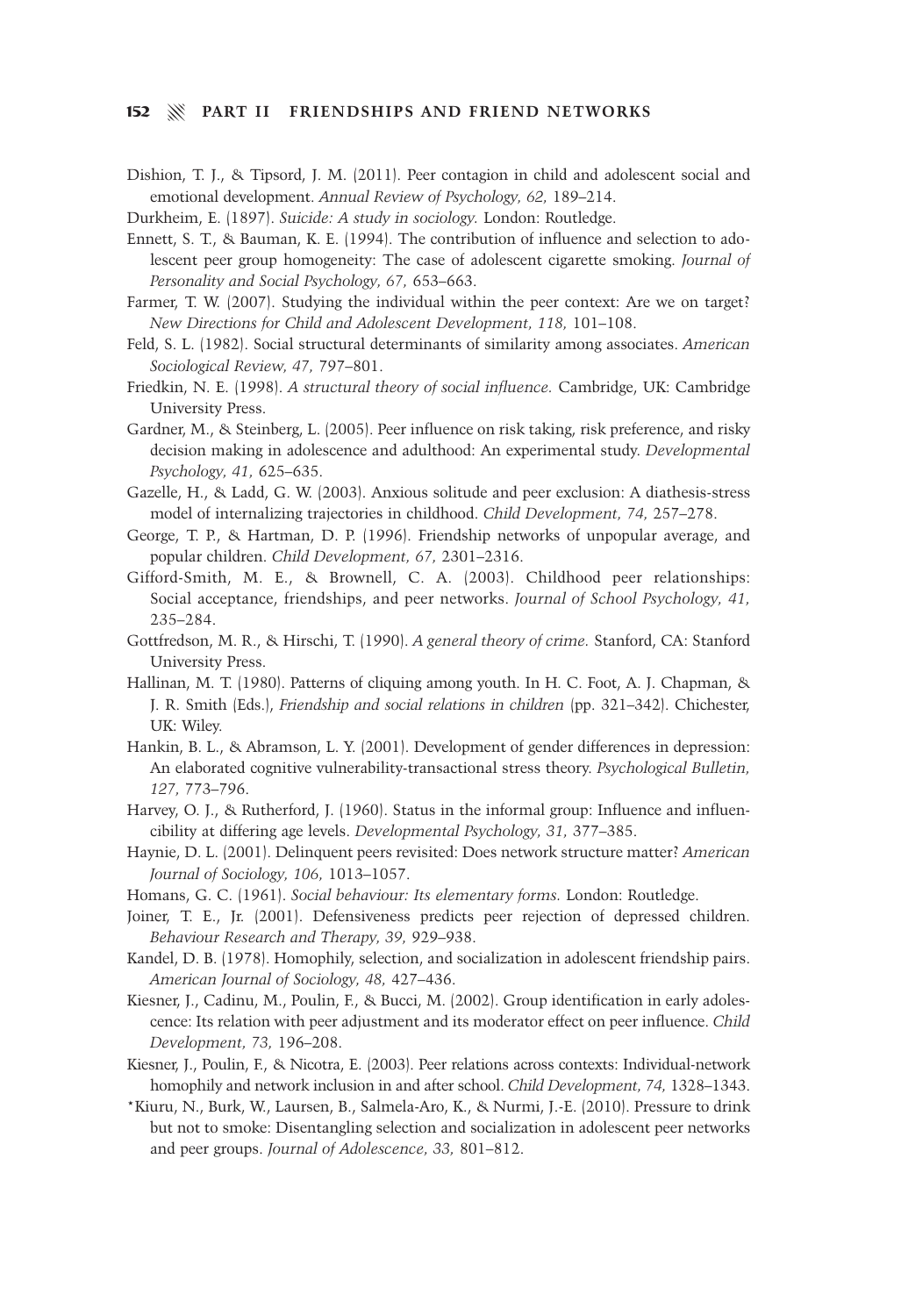Dishion, T. J., & Tipsord, J. M. (2011). Peer contagion in child and adolescent social and emotional development. *Annual Review of Psychology, 62,* 189–214.

Durkheim, E. (1897). *Suicide: A study in sociology.* London: Routledge.

Ennett, S. T., & Bauman, K. E. (1994). The contribution of influence and selection to adolescent peer group homogeneity: The case of adolescent cigarette smoking. *Journal of Personality and Social Psychology, 67,* 653–663.

Farmer, T. W. (2007). Studying the individual within the peer context: Are we on target? *New Directions for Child and Adolescent Development, 118,* 101–108.

Feld, S. L. (1982). Social structural determinants of similarity among associates. *American Sociological Review, 47,* 797–801.

Friedkin, N. E. (1998). *A structural theory of social influence.* Cambridge, UK: Cambridge University Press.

Gardner, M., & Steinberg, L. (2005). Peer influence on risk taking, risk preference, and risky decision making in adolescence and adulthood: An experimental study. *Developmental Psychology, 41,* 625–635.

Gazelle, H., & Ladd, G. W. (2003). Anxious solitude and peer exclusion: A diathesis-stress model of internalizing trajectories in childhood. *Child Development, 74,* 257–278.

George, T. P., & Hartman, D. P. (1996). Friendship networks of unpopular average, and popular children. *Child Development, 67,* 2301–2316.

Gifford-Smith, M. E., & Brownell, C. A. (2003). Childhood peer relationships: Social acceptance, friendships, and peer networks. *Journal of School Psychology, 41,* 235–284.

Gottfredson, M. R., & Hirschi, T. (1990). *A general theory of crime.* Stanford, CA: Stanford University Press.

Hallinan, M. T. (1980). Patterns of cliquing among youth. In H. C. Foot, A. J. Chapman, & J. R. Smith (Eds.), *Friendship and social relations in children* (pp. 321–342). Chichester, UK: Wiley.

Hankin, B. L., & Abramson, L. Y. (2001). Development of gender differences in depression: An elaborated cognitive vulnerability-transactional stress theory. *Psychological Bulletin, 127,* 773–796.

Harvey, O. J., & Rutherford, J. (1960). Status in the informal group: Influence and influencibility at differing age levels. *Developmental Psychology, 31,* 377–385.

Haynie, D. L. (2001). Delinquent peers revisited: Does network structure matter? *American Journal of Sociology, 106,* 1013–1057.

Homans, G. C. (1961). *Social behaviour: Its elementary forms.* London: Routledge.

Joiner, T. E., Jr. (2001). Defensiveness predicts peer rejection of depressed children. *Behaviour Research and Therapy, 39,* 929–938.

Kandel, D. B. (1978). Homophily, selection, and socialization in adolescent friendship pairs. *American Journal of Sociology, 48,* 427–436.

Kiesner, J., Cadinu, M., Poulin, F., & Bucci, M. (2002). Group identification in early adolescence: Its relation with peer adjustment and its moderator effect on peer influence. *Child Development, 73,* 196–208.

Kiesner, J., Poulin, F., & Nicotra, E. (2003). Peer relations across contexts: Individual-network homophily and network inclusion in and after school. *Child Development, 74,* 1328–1343.

*Kiuru, N., Burk, W., Laursen, B., Salmela-Aro, K., & Nurmi, J.-E. (2010). Pressure to drink but not to smoke: Disentangling selection and socialization in adolescent peer networks and peer groups. *Journal of Adolescence, 33,* 801–812.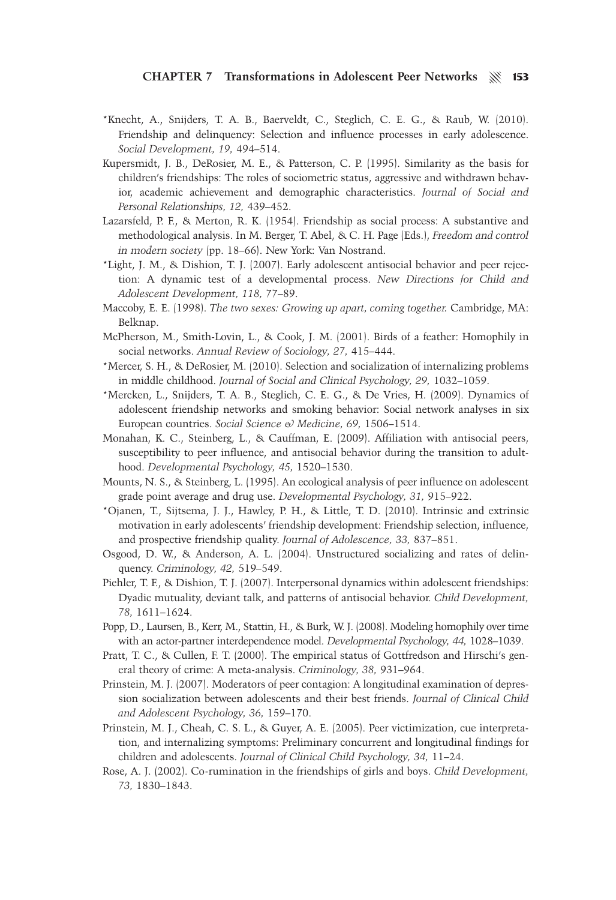*Knecht, A., Snijders, T. A. B., Baerveldt, C., Steglich, C. E. G., & Raub, W. (2010). Friendship and delinquency: Selection and influence processes in early adolescence. *Social Development, 19,* 494–514.

Kupersmidt, J. B., DeRosier, M. E., & Patterson, C. P. (1995). Similarity as the basis for children's friendships: The roles of sociometric status, aggressive and withdrawn behavior, academic achievement and demographic characteristics. *Journal of Social and Personal Relationships, 12,* 439–452.

Lazarsfeld, P. F., & Merton, R. K. (1954). Friendship as social process: A substantive and methodological analysis. In M. Berger, T. Abel, & C. H. Page (Eds.), *Freedom and control in modern society* (pp. 18–66). New York: Van Nostrand.

*Light, J. M., & Dishion, T. J. (2007). Early adolescent antisocial behavior and peer rejection: A dynamic test of a developmental process. *New Directions for Child and Adolescent Development, 118,* 77–89.

Maccoby, E. E. (1998). *The two sexes: Growing up apart, coming together.* Cambridge, MA: Belknap.

McPherson, M., Smith-Lovin, L., & Cook, J. M. (2001). Birds of a feather: Homophily in social networks. *Annual Review of Sociology, 27,* 415–444.

*Mercer, S. H., & DeRosier, M. (2010). Selection and socialization of internalizing problems in middle childhood. *Journal of Social and Clinical Psychology, 29,* 1032–1059.

*Mercken, L., Snijders, T. A. B., Steglich, C. E. G., & De Vries, H. (2009). Dynamics of adolescent friendship networks and smoking behavior: Social network analyses in six European countries. *Social Science & Medicine, 69,* 1506–1514.

Monahan, K. C., Steinberg, L., & Cauffman, E. (2009). Affiliation with antisocial peers, susceptibility to peer influence, and antisocial behavior during the transition to adulthood. *Developmental Psychology, 45,* 1520–1530.

Mounts, N. S., & Steinberg, L. (1995). An ecological analysis of peer influence on adolescent grade point average and drug use. *Developmental Psychology, 31,* 915–922.

*Ojanen, T., Sijtsema, J. J., Hawley, P. H., & Little, T. D. (2010). Intrinsic and extrinsic motivation in early adolescents' friendship development: Friendship selection, influence, and prospective friendship quality. *Journal of Adolescence, 33,* 837–851.

Osgood, D. W., & Anderson, A. L. (2004). Unstructured socializing and rates of delinquency. *Criminology, 42,* 519–549.

Piehler, T. F., & Dishion, T. J. (2007). Interpersonal dynamics within adolescent friendships: Dyadic mutuality, deviant talk, and patterns of antisocial behavior. *Child Development, 78,* 1611–1624.

Popp, D., Laursen, B., Kerr, M., Stattin, H., & Burk, W. J. (2008). Modeling homophily over time with an actor-partner interdependence model. *Developmental Psychology, 44,* 1028–1039.

Pratt, T. C., & Cullen, F. T. (2000). The empirical status of Gottfredson and Hirschi's general theory of crime: A meta-analysis. *Criminology, 38,* 931–964.

Prinstein, M. J. (2007). Moderators of peer contagion: A longitudinal examination of depression socialization between adolescents and their best friends. *Journal of Clinical Child and Adolescent Psychology, 36,* 159–170.

Prinstein, M. J., Cheah, C. S. L., & Guyer, A. E. (2005). Peer victimization, cue interpretation, and internalizing symptoms: Preliminary concurrent and longitudinal findings for children and adolescents. *Journal of Clinical Child Psychology, 34,* 11–24.

Rose, A. J. (2002). Co-rumination in the friendships of girls and boys. *Child Development, 73,* 1830–1843.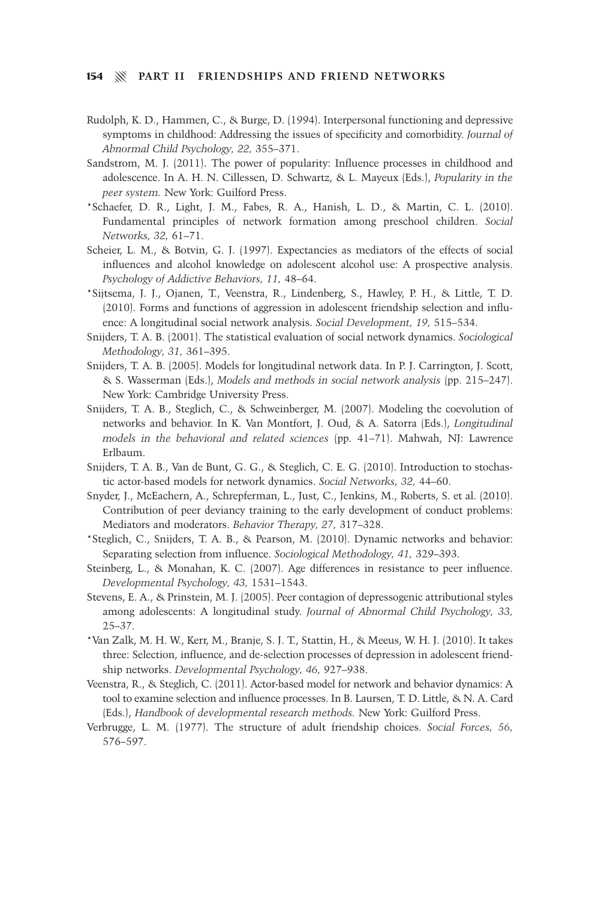Rudolph, K. D., Hammen, C., & Burge, D. (1994). Interpersonal functioning and depressive symptoms in childhood: Addressing the issues of specificity and comorbidity. *Journal of Abnormal Child Psychology, 22,* 355–371.

Sandstrom, M. J. (2011). The power of popularity: Influence processes in childhood and adolescence. In A. H. N. Cillessen, D. Schwartz, & L. Mayeux (Eds.), *Popularity in the peer system.* New York: Guilford Press.

*Schaefer, D. R., Light, J. M., Fabes, R. A., Hanish, L. D., & Martin, C. L. (2010). Fundamental principles of network formation among preschool children. *Social Networks, 32,* 61–71.

Scheier, L. M., & Botvin, G. J. (1997). Expectancies as mediators of the effects of social influences and alcohol knowledge on adolescent alcohol use: A prospective analysis. *Psychology of Addictive Behaviors, 11,* 48–64.

*Sijtsema, J. J., Ojanen, T., Veenstra, R., Lindenberg, S., Hawley, P. H., & Little, T. D. (2010). Forms and functions of aggression in adolescent friendship selection and influence: A longitudinal social network analysis. *Social Development, 19,* 515–534.

Snijders, T. A. B. (2001). The statistical evaluation of social network dynamics. *Sociological Methodology, 31,* 361–395.

Snijders, T. A. B. (2005). Models for longitudinal network data. In P. J. Carrington, J. Scott, & S. Wasserman (Eds.), *Models and methods in social network analysis* (pp. 215–247). New York: Cambridge University Press.

Snijders, T. A. B., Steglich, C., & Schweinberger, M. (2007). Modeling the coevolution of networks and behavior. In K. Van Montfort, J. Oud, & A. Satorra (Eds.), *Longitudinal models in the behavioral and related sciences* (pp. 41–71). Mahwah, NJ: Lawrence Erlbaum.

Snijders, T. A. B., Van de Bunt, G. G., & Steglich, C. E. G. (2010). Introduction to stochastic actor-based models for network dynamics. *Social Networks, 32,* 44–60.

Snyder, J., McEachern, A., Schrepferman, L., Just, C., Jenkins, M., Roberts, S. et al. (2010). Contribution of peer deviancy training to the early development of conduct problems: Mediators and moderators. *Behavior Therapy, 27,* 317–328.

*Steglich, C., Snijders, T. A. B., & Pearson, M. (2010). Dynamic networks and behavior: Separating selection from influence. *Sociological Methodology, 41,* 329–393.

Steinberg, L., & Monahan, K. C. (2007). Age differences in resistance to peer influence. *Developmental Psychology, 43,* 1531–1543.

Stevens, E. A., & Prinstein, M. J. (2005). Peer contagion of depressogenic attributional styles among adolescents: A longitudinal study. *Journal of Abnormal Child Psychology, 33,* 25–37.

*Van Zalk, M. H. W., Kerr, M., Branje, S. J. T., Stattin, H., & Meeus, W. H. J. (2010). It takes three: Selection, influence, and de-selection processes of depression in adolescent friendship networks. *Developmental Psychology, 46,* 927–938.

Veenstra, R., & Steglich, C. (2011). Actor-based model for network and behavior dynamics: A tool to examine selection and influence processes. In B. Laursen, T. D. Little, & N. A. Card (Eds.), *Handbook of developmental research methods.* New York: Guilford Press.

Verbrugge, L. M. (1977). The structure of adult friendship choices. *Social Forces, 56,* 576–597.